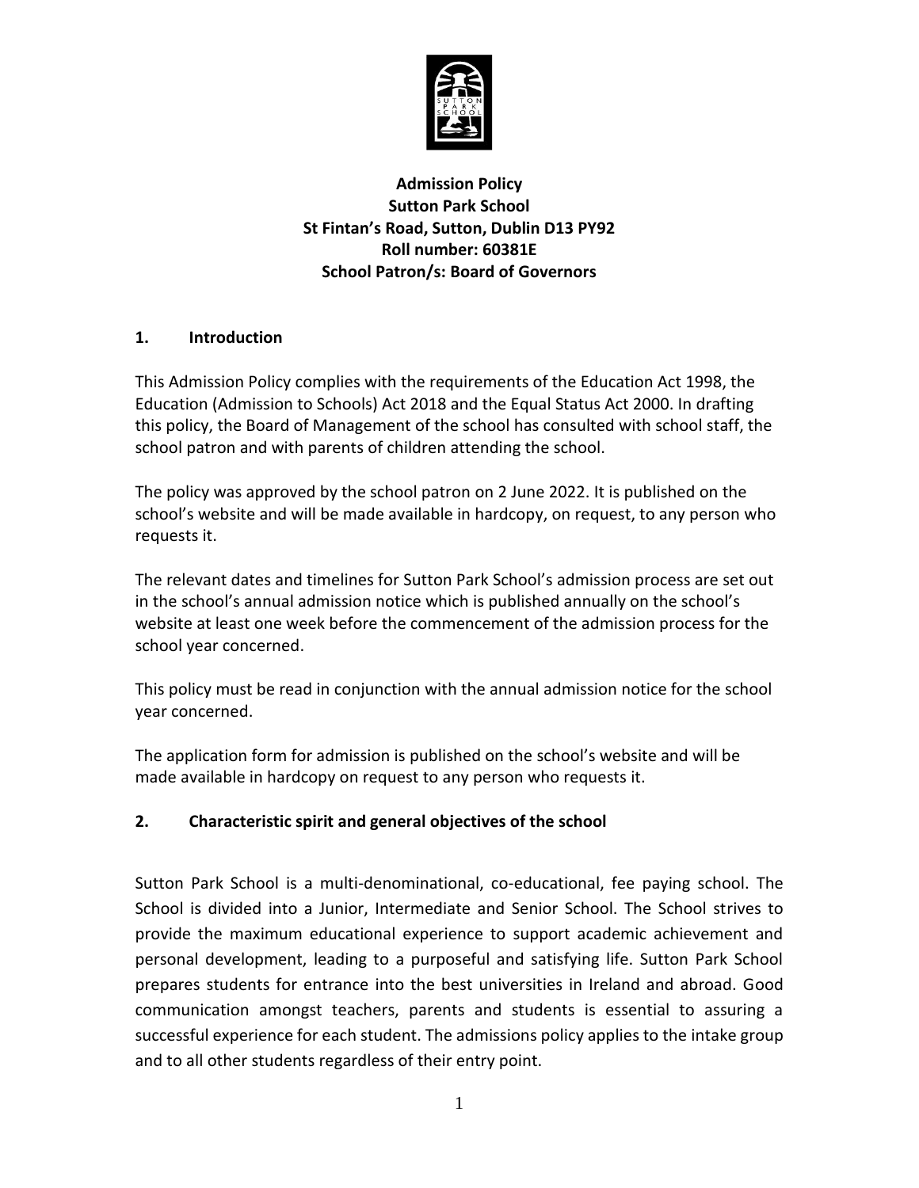**Admission Policy**
**Sutton Park School**
**St Fintan's Road, Sutton, Dublin D13 PY92**
**Roll number: 60381E**
**School Patron/s: Board of Governors**

## 1. Introduction

This Admission Policy complies with the requirements of the Education Act 1998, the Education (Admission to Schools) Act 2018 and the Equal Status Act 2000. In drafting this policy, the Board of Management of the school has consulted with school staff, the school patron and with parents of children attending the school.

The policy was approved by the school patron on 2 June 2022. It is published on the school's website and will be made available in hardcopy, on request, to any person who requests it.

The relevant dates and timelines for Sutton Park School's admission process are set out in the school's annual admission notice which is published annually on the school's website at least one week before the commencement of the admission process for the school year concerned.

This policy must be read in conjunction with the annual admission notice for the school year concerned.

The application form for admission is published on the school's website and will be made available in hardcopy on request to any person who requests it.

## 2. Characteristic spirit and general objectives of the school

Sutton Park School is a multi-denominational, co-educational, fee paying school. The School is divided into a Junior, Intermediate and Senior School. The School strives to provide the maximum educational experience to support academic achievement and personal development, leading to a purposeful and satisfying life. Sutton Park School prepares students for entrance into the best universities in Ireland and abroad. Good communication amongst teachers, parents and students is essential to assuring a successful experience for each student. The admissions policy applies to the intake group and to all other students regardless of their entry point.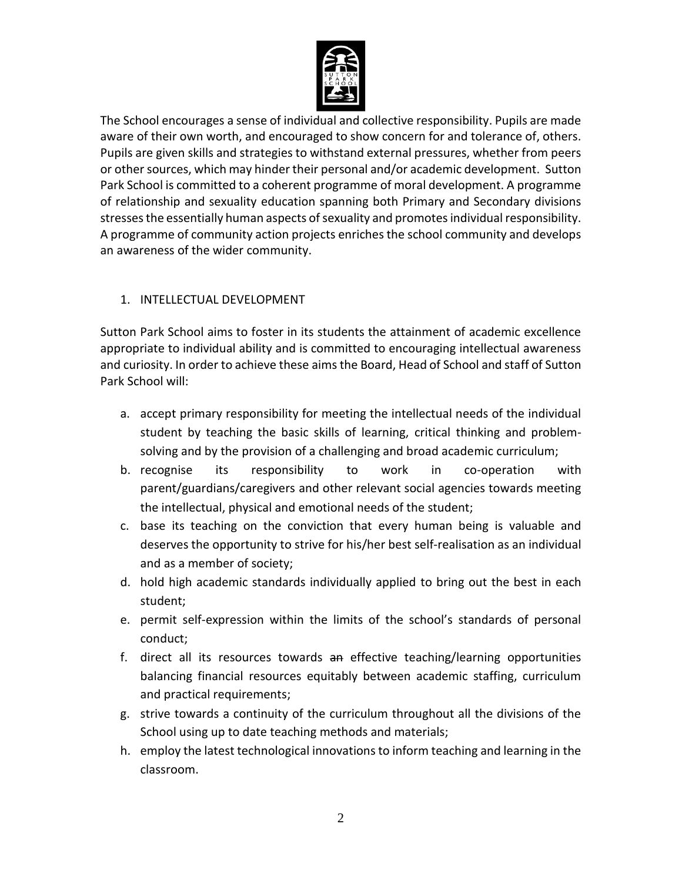The School encourages a sense of individual and collective responsibility. Pupils are made aware of their own worth, and encouraged to show concern for and tolerance of, others. Pupils are given skills and strategies to withstand external pressures, whether from peers or other sources, which may hinder their personal and/or academic development. Sutton Park School is committed to a coherent programme of moral development. A programme of relationship and sexuality education spanning both Primary and Secondary divisions stresses the essentially human aspects of sexuality and promotes individual responsibility. A programme of community action projects enriches the school community and develops an awareness of the wider community.

1. INTELLECTUAL DEVELOPMENT

Sutton Park School aims to foster in its students the attainment of academic excellence appropriate to individual ability and is committed to encouraging intellectual awareness and curiosity. In order to achieve these aims the Board, Head of School and staff of Sutton Park School will:

a. accept primary responsibility for meeting the intellectual needs of the individual student by teaching the basic skills of learning, critical thinking and problem-solving and by the provision of a challenging and broad academic curriculum;
b. recognise its responsibility to work in co-operation with parent/guardians/caregivers and other relevant social agencies towards meeting the intellectual, physical and emotional needs of the student;
c. base its teaching on the conviction that every human being is valuable and deserves the opportunity to strive for his/her best self-realisation as an individual and as a member of society;
d. hold high academic standards individually applied to bring out the best in each student;
e. permit self-expression within the limits of the school's standards of personal conduct;
f. direct all its resources towards ~~an~~ effective teaching/learning opportunities balancing financial resources equitably between academic staffing, curriculum and practical requirements;
g. strive towards a continuity of the curriculum throughout all the divisions of the School using up to date teaching methods and materials;
h. employ the latest technological innovations to inform teaching and learning in the classroom.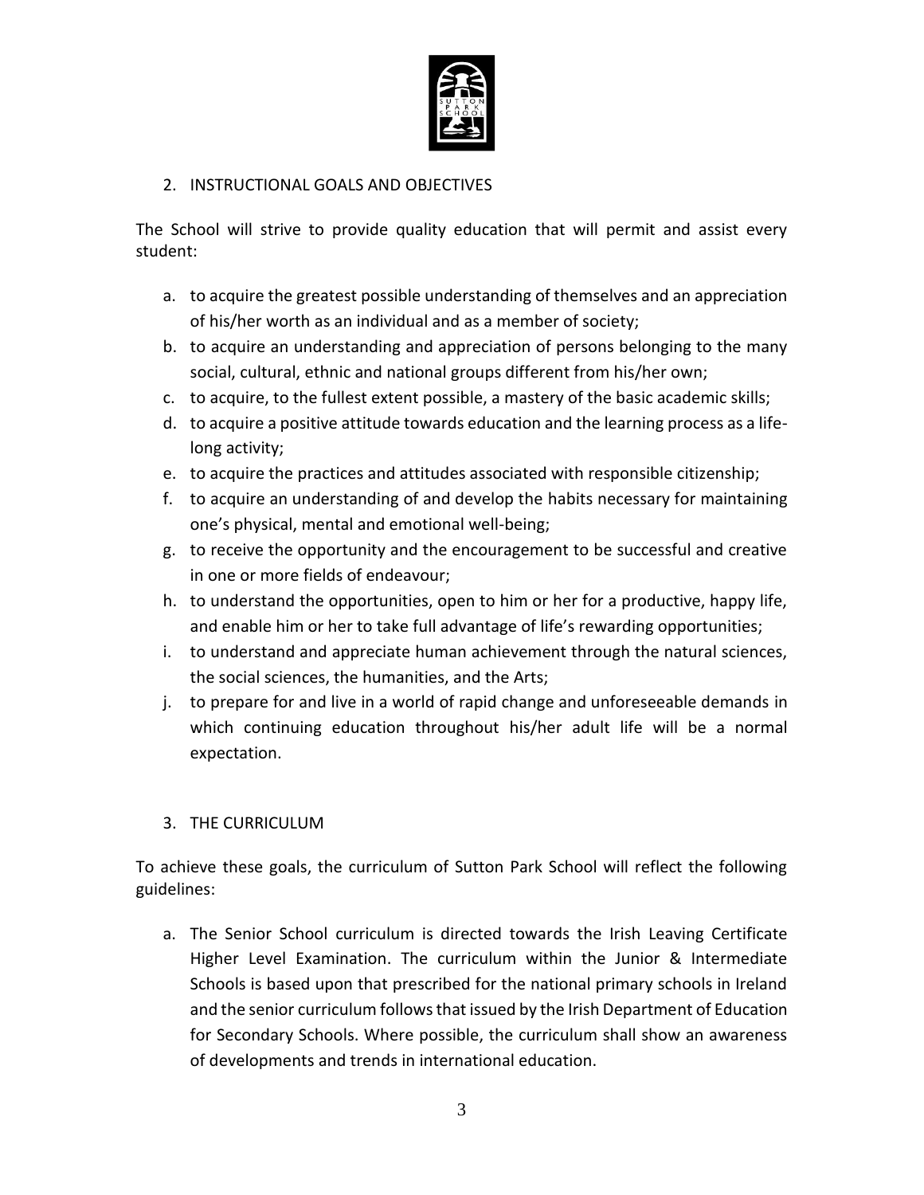## 2. INSTRUCTIONAL GOALS AND OBJECTIVES

The School will strive to provide quality education that will permit and assist every student:

a. to acquire the greatest possible understanding of themselves and an appreciation of his/her worth as an individual and as a member of society;
b. to acquire an understanding and appreciation of persons belonging to the many social, cultural, ethnic and national groups different from his/her own;
c. to acquire, to the fullest extent possible, a mastery of the basic academic skills;
d. to acquire a positive attitude towards education and the learning process as a life-long activity;
e. to acquire the practices and attitudes associated with responsible citizenship;
f. to acquire an understanding of and develop the habits necessary for maintaining one's physical, mental and emotional well-being;
g. to receive the opportunity and the encouragement to be successful and creative in one or more fields of endeavour;
h. to understand the opportunities, open to him or her for a productive, happy life, and enable him or her to take full advantage of life's rewarding opportunities;
i. to understand and appreciate human achievement through the natural sciences, the social sciences, the humanities, and the Arts;
j. to prepare for and live in a world of rapid change and unforeseeable demands in which continuing education throughout his/her adult life will be a normal expectation.

## 3. THE CURRICULUM

To achieve these goals, the curriculum of Sutton Park School will reflect the following guidelines:

a. The Senior School curriculum is directed towards the Irish Leaving Certificate Higher Level Examination. The curriculum within the Junior & Intermediate Schools is based upon that prescribed for the national primary schools in Ireland and the senior curriculum follows that issued by the Irish Department of Education for Secondary Schools. Where possible, the curriculum shall show an awareness of developments and trends in international education.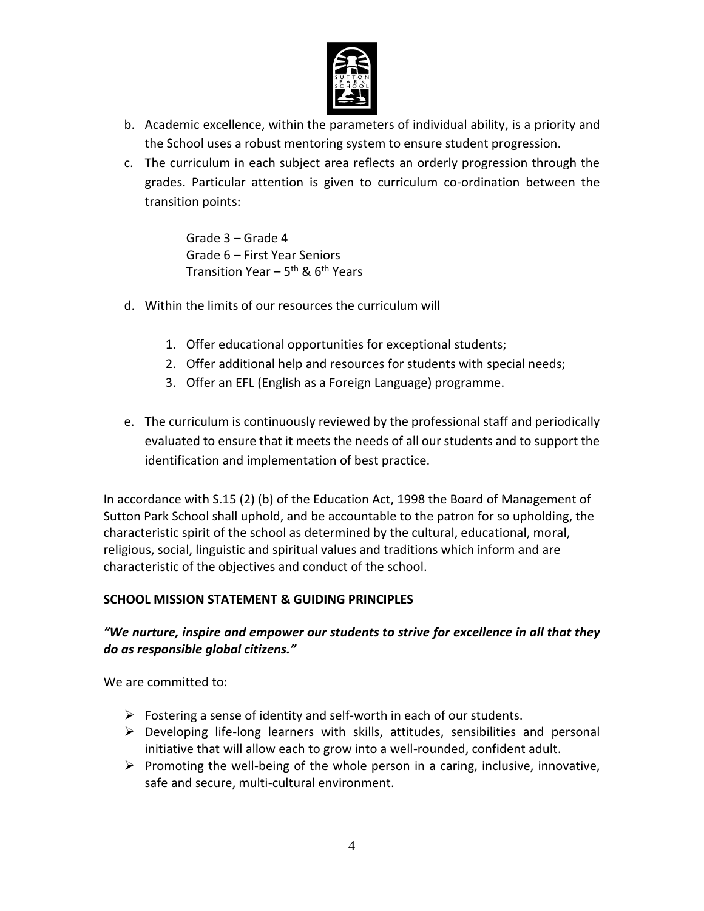b. Academic excellence, within the parameters of individual ability, is a priority and the School uses a robust mentoring system to ensure student progression.

c. The curriculum in each subject area reflects an orderly progression through the grades. Particular attention is given to curriculum co-ordination between the transition points:

   Grade 3 – Grade 4
   Grade 6 – First Year Seniors
   Transition Year – 5th & 6th Years

d. Within the limits of our resources the curriculum will

   1. Offer educational opportunities for exceptional students;
   2. Offer additional help and resources for students with special needs;
   3. Offer an EFL (English as a Foreign Language) programme.

e. The curriculum is continuously reviewed by the professional staff and periodically evaluated to ensure that it meets the needs of all our students and to support the identification and implementation of best practice.

In accordance with S.15 (2) (b) of the Education Act, 1998 the Board of Management of Sutton Park School shall uphold, and be accountable to the patron for so upholding, the characteristic spirit of the school as determined by the cultural, educational, moral, religious, social, linguistic and spiritual values and traditions which inform and are characteristic of the objectives and conduct of the school.

**SCHOOL MISSION STATEMENT & GUIDING PRINCIPLES**

***"We nurture, inspire and empower our students to strive for excellence in all that they do as responsible global citizens."***

We are committed to:

- Fostering a sense of identity and self-worth in each of our students.
- Developing life-long learners with skills, attitudes, sensibilities and personal initiative that will allow each to grow into a well-rounded, confident adult.
- Promoting the well-being of the whole person in a caring, inclusive, innovative, safe and secure, multi-cultural environment.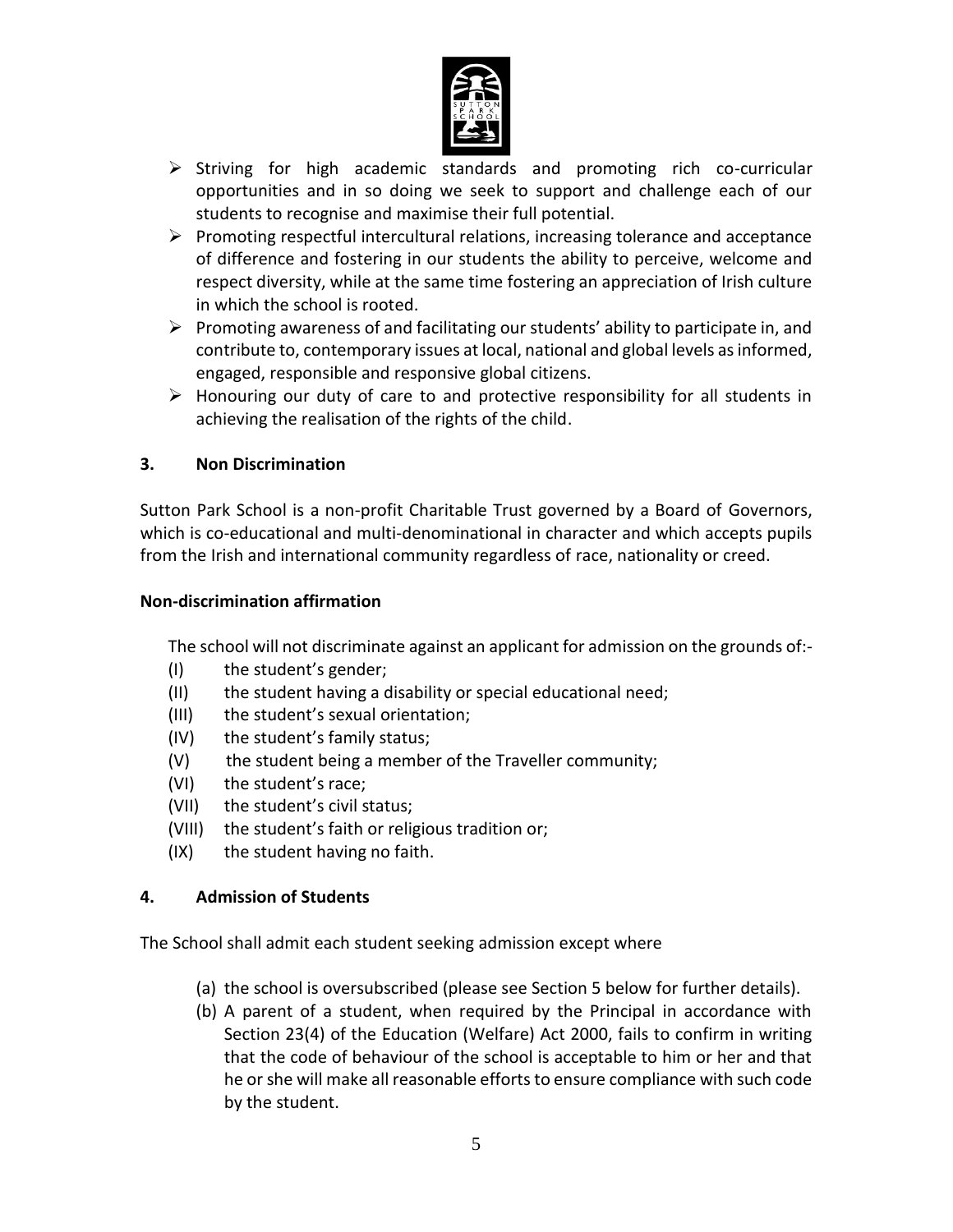- Striving for high academic standards and promoting rich co-curricular opportunities and in so doing we seek to support and challenge each of our students to recognise and maximise their full potential.
- Promoting respectful intercultural relations, increasing tolerance and acceptance of difference and fostering in our students the ability to perceive, welcome and respect diversity, while at the same time fostering an appreciation of Irish culture in which the school is rooted.
- Promoting awareness of and facilitating our students' ability to participate in, and contribute to, contemporary issues at local, national and global levels as informed, engaged, responsible and responsive global citizens.
- Honouring our duty of care to and protective responsibility for all students in achieving the realisation of the rights of the child.

## 3. Non Discrimination

Sutton Park School is a non-profit Charitable Trust governed by a Board of Governors, which is co-educational and multi-denominational in character and which accepts pupils from the Irish and international community regardless of race, nationality or creed.

**Non-discrimination affirmation**

The school will not discriminate against an applicant for admission on the grounds of:-

(I) the student's gender;
(II) the student having a disability or special educational need;
(III) the student's sexual orientation;
(IV) the student's family status;
(V) the student being a member of the Traveller community;
(VI) the student's race;
(VII) the student's civil status;
(VIII) the student's faith or religious tradition or;
(IX) the student having no faith.

## 4. Admission of Students

The School shall admit each student seeking admission except where

(a) the school is oversubscribed (please see Section 5 below for further details).
(b) A parent of a student, when required by the Principal in accordance with Section 23(4) of the Education (Welfare) Act 2000, fails to confirm in writing that the code of behaviour of the school is acceptable to him or her and that he or she will make all reasonable efforts to ensure compliance with such code by the student.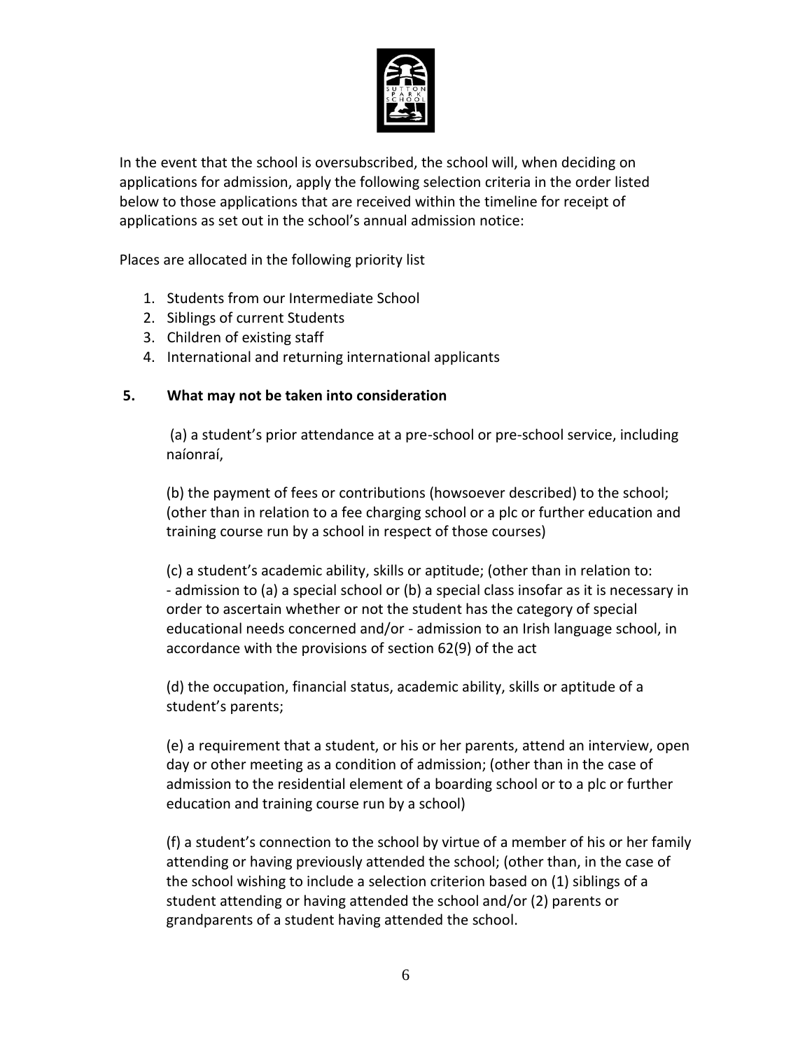In the event that the school is oversubscribed, the school will, when deciding on applications for admission, apply the following selection criteria in the order listed below to those applications that are received within the timeline for receipt of applications as set out in the school's annual admission notice:

Places are allocated in the following priority list

1. Students from our Intermediate School
2. Siblings of current Students
3. Children of existing staff
4. International and returning international applicants

**5. What may not be taken into consideration**

(a) a student's prior attendance at a pre-school or pre-school service, including naíonraí,

(b) the payment of fees or contributions (howsoever described) to the school; (other than in relation to a fee charging school or a plc or further education and training course run by a school in respect of those courses)

(c) a student's academic ability, skills or aptitude; (other than in relation to: - admission to (a) a special school or (b) a special class insofar as it is necessary in order to ascertain whether or not the student has the category of special educational needs concerned and/or - admission to an Irish language school, in accordance with the provisions of section 62(9) of the act

(d) the occupation, financial status, academic ability, skills or aptitude of a student's parents;

(e) a requirement that a student, or his or her parents, attend an interview, open day or other meeting as a condition of admission; (other than in the case of admission to the residential element of a boarding school or to a plc or further education and training course run by a school)

(f) a student's connection to the school by virtue of a member of his or her family attending or having previously attended the school; (other than, in the case of the school wishing to include a selection criterion based on (1) siblings of a student attending or having attended the school and/or (2) parents or grandparents of a student having attended the school.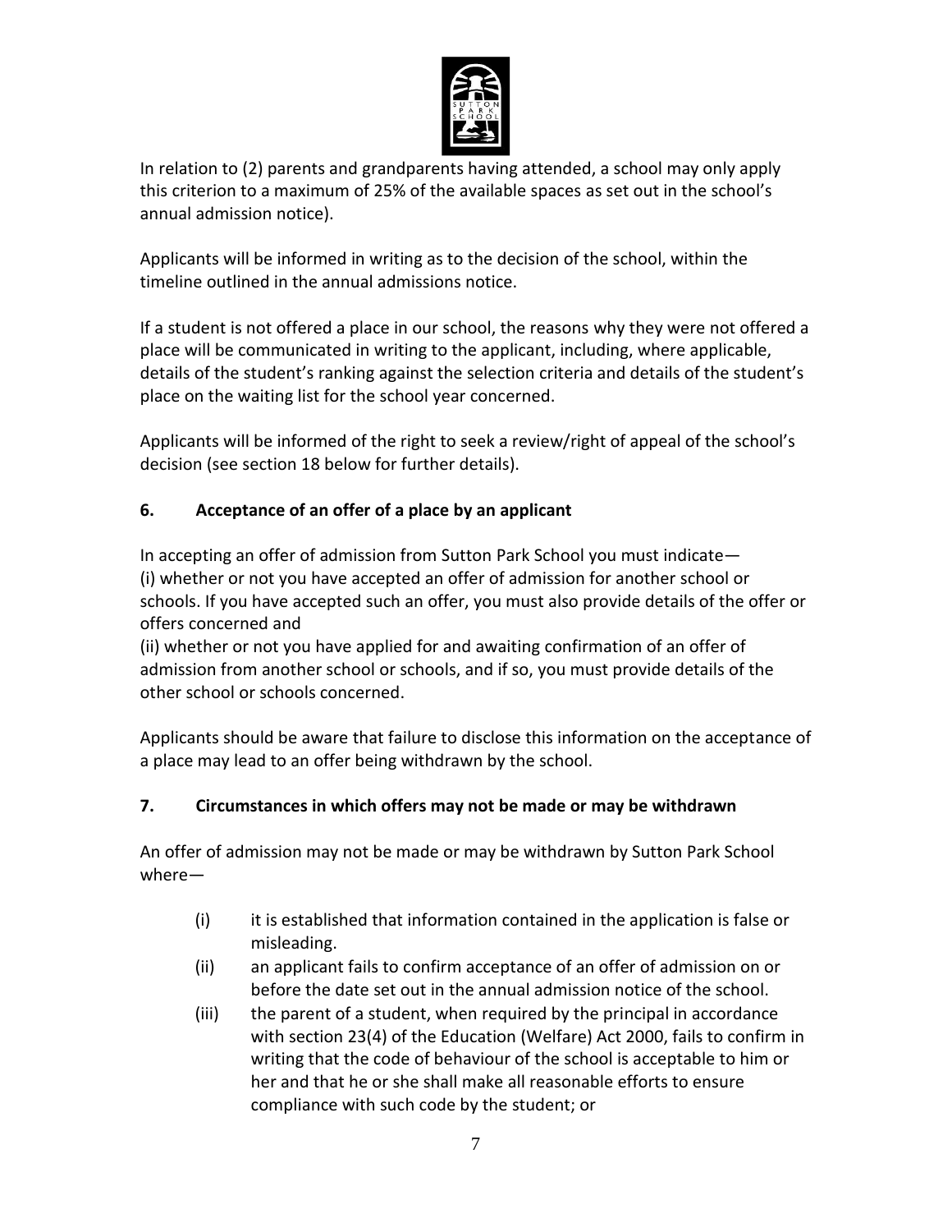In relation to (2) parents and grandparents having attended, a school may only apply this criterion to a maximum of 25% of the available spaces as set out in the school's annual admission notice).

Applicants will be informed in writing as to the decision of the school, within the timeline outlined in the annual admissions notice.

If a student is not offered a place in our school, the reasons why they were not offered a place will be communicated in writing to the applicant, including, where applicable, details of the student's ranking against the selection criteria and details of the student's place on the waiting list for the school year concerned.

Applicants will be informed of the right to seek a review/right of appeal of the school's decision (see section 18 below for further details).

## 6. Acceptance of an offer of a place by an applicant

In accepting an offer of admission from Sutton Park School you must indicate—
(i) whether or not you have accepted an offer of admission for another school or schools. If you have accepted such an offer, you must also provide details of the offer or offers concerned and
(ii) whether or not you have applied for and awaiting confirmation of an offer of admission from another school or schools, and if so, you must provide details of the other school or schools concerned.

Applicants should be aware that failure to disclose this information on the acceptance of a place may lead to an offer being withdrawn by the school.

## 7. Circumstances in which offers may not be made or may be withdrawn

An offer of admission may not be made or may be withdrawn by Sutton Park School where—

- (i) it is established that information contained in the application is false or misleading.
- (ii) an applicant fails to confirm acceptance of an offer of admission on or before the date set out in the annual admission notice of the school.
- (iii) the parent of a student, when required by the principal in accordance with section 23(4) of the Education (Welfare) Act 2000, fails to confirm in writing that the code of behaviour of the school is acceptable to him or her and that he or she shall make all reasonable efforts to ensure compliance with such code by the student; or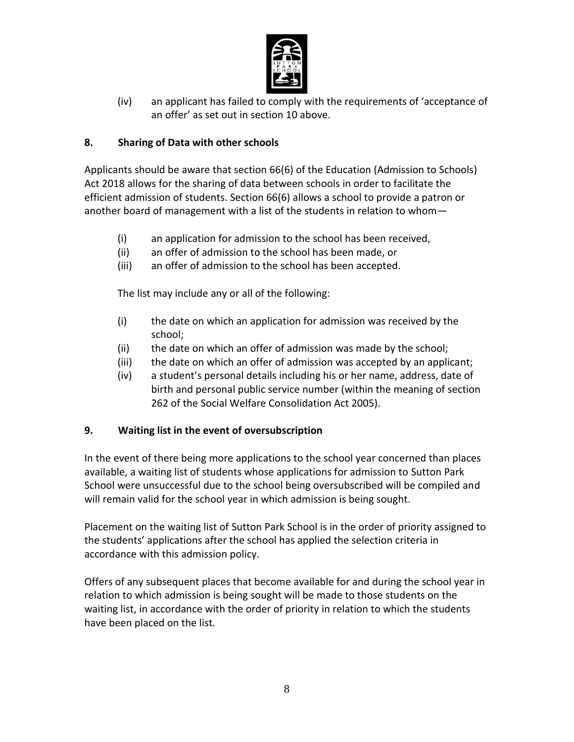(iv) an applicant has failed to comply with the requirements of 'acceptance of an offer' as set out in section 10 above.

## 8. Sharing of Data with other schools

Applicants should be aware that section 66(6) of the Education (Admission to Schools) Act 2018 allows for the sharing of data between schools in order to facilitate the efficient admission of students. Section 66(6) allows a school to provide a patron or another board of management with a list of the students in relation to whom—

(i) an application for admission to the school has been received,
(ii) an offer of admission to the school has been made, or
(iii) an offer of admission to the school has been accepted.

The list may include any or all of the following:

(i) the date on which an application for admission was received by the school;
(ii) the date on which an offer of admission was made by the school;
(iii) the date on which an offer of admission was accepted by an applicant;
(iv) a student's personal details including his or her name, address, date of birth and personal public service number (within the meaning of section 262 of the Social Welfare Consolidation Act 2005).

## 9. Waiting list in the event of oversubscription

In the event of there being more applications to the school year concerned than places available, a waiting list of students whose applications for admission to Sutton Park School were unsuccessful due to the school being oversubscribed will be compiled and will remain valid for the school year in which admission is being sought.

Placement on the waiting list of Sutton Park School is in the order of priority assigned to the students' applications after the school has applied the selection criteria in accordance with this admission policy.

Offers of any subsequent places that become available for and during the school year in relation to which admission is being sought will be made to those students on the waiting list, in accordance with the order of priority in relation to which the students have been placed on the list.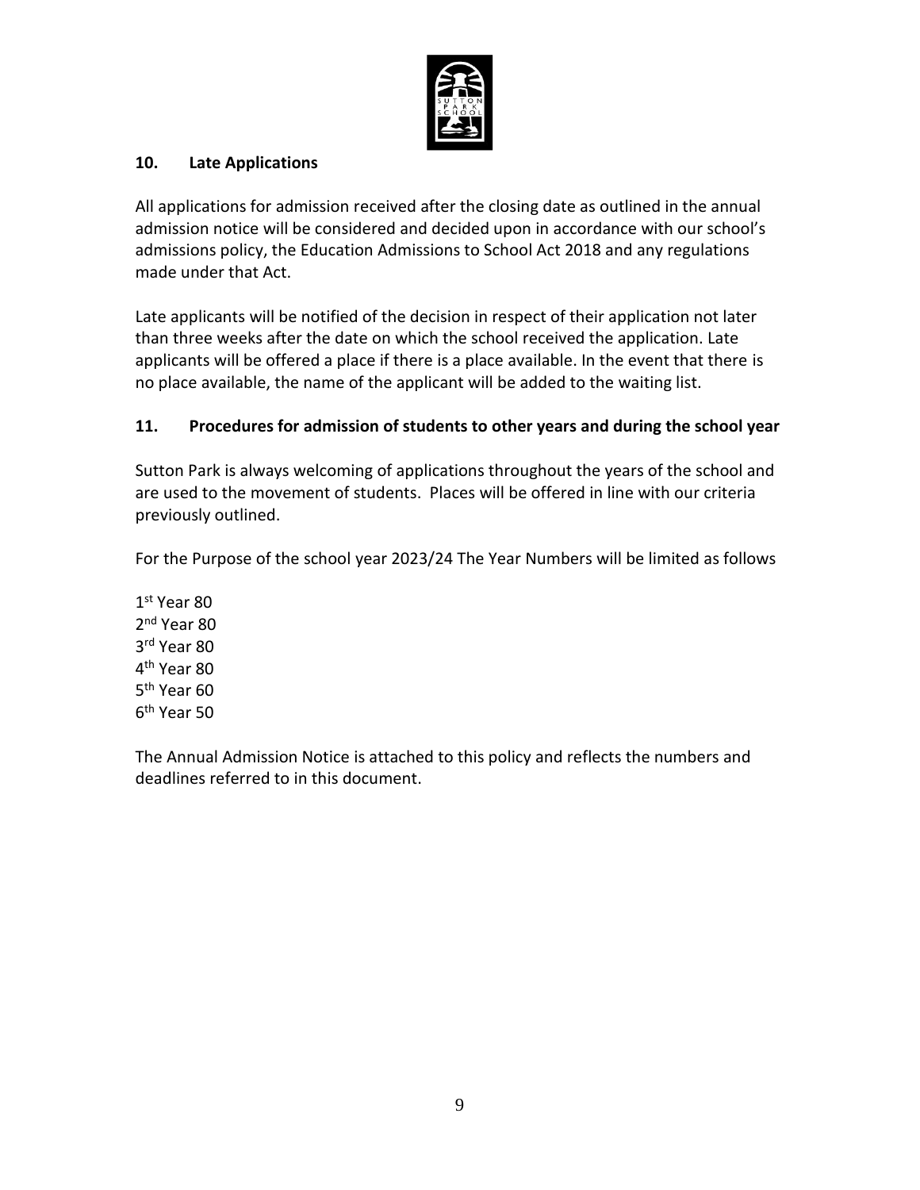## 10. Late Applications

All applications for admission received after the closing date as outlined in the annual admission notice will be considered and decided upon in accordance with our school's admissions policy, the Education Admissions to School Act 2018 and any regulations made under that Act.

Late applicants will be notified of the decision in respect of their application not later than three weeks after the date on which the school received the application. Late applicants will be offered a place if there is a place available. In the event that there is no place available, the name of the applicant will be added to the waiting list.

## 11. Procedures for admission of students to other years and during the school year

Sutton Park is always welcoming of applications throughout the years of the school and are used to the movement of students. Places will be offered in line with our criteria previously outlined.

For the Purpose of the school year 2023/24 The Year Numbers will be limited as follows

1st Year 80
2nd Year 80
3rd Year 80
4th Year 80
5th Year 60
6th Year 50

The Annual Admission Notice is attached to this policy and reflects the numbers and deadlines referred to in this document.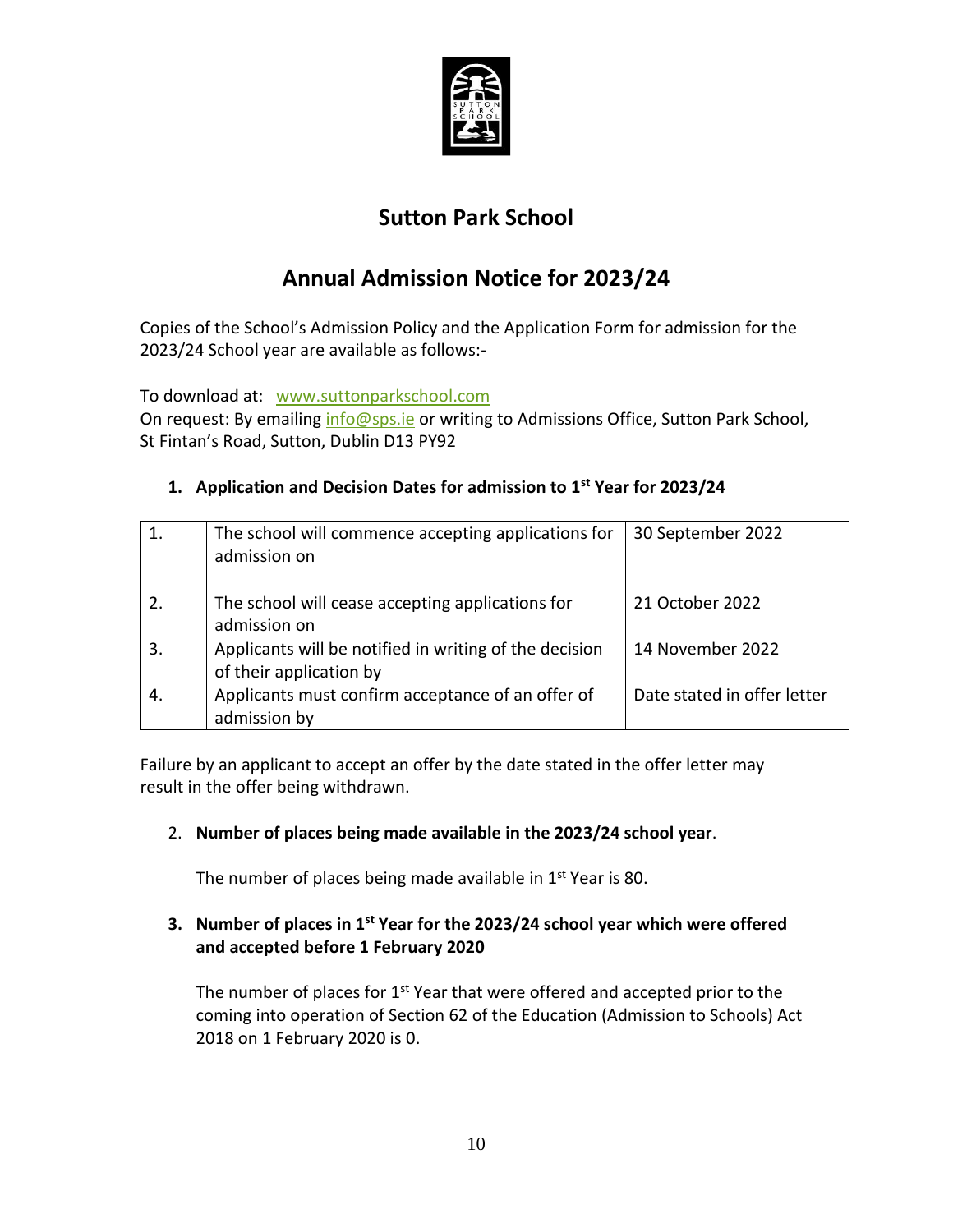# Sutton Park School

## Annual Admission Notice for 2023/24

Copies of the School's Admission Policy and the Application Form for admission for the 2023/24 School year are available as follows:-

To download at: www.suttonparkschool.com
On request: By emailing info@sps.ie or writing to Admissions Office, Sutton Park School, St Fintan's Road, Sutton, Dublin D13 PY92

### 1. Application and Decision Dates for admission to 1st Year for 2023/24

| | | |
|---|---|---|
| 1. | The school will commence accepting applications for admission on | 30 September 2022 |
| 2. | The school will cease accepting applications for admission on | 21 October 2022 |
| 3. | Applicants will be notified in writing of the decision of their application by | 14 November 2022 |
| 4. | Applicants must confirm acceptance of an offer of admission by | Date stated in offer letter |

Failure by an applicant to accept an offer by the date stated in the offer letter may result in the offer being withdrawn.

### 2. Number of places being made available in the 2023/24 school year.

The number of places being made available in 1st Year is 80.

### 3. Number of places in 1st Year for the 2023/24 school year which were offered and accepted before 1 February 2020

The number of places for 1st Year that were offered and accepted prior to the coming into operation of Section 62 of the Education (Admission to Schools) Act 2018 on 1 February 2020 is 0.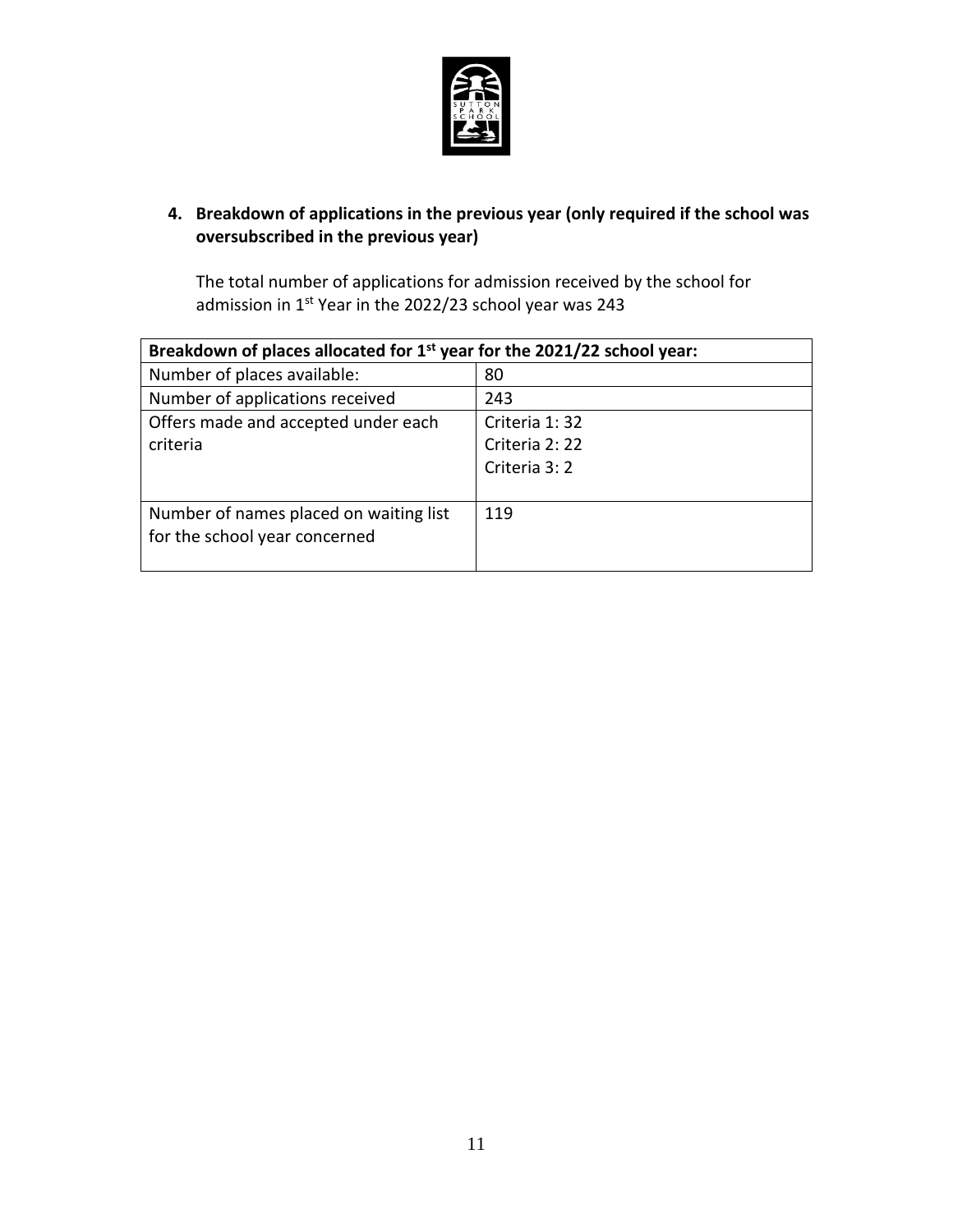## 4. Breakdown of applications in the previous year (only required if the school was oversubscribed in the previous year)

The total number of applications for admission received by the school for admission in 1st Year in the 2022/23 school year was 243

| Breakdown of places allocated for 1st year for the 2021/22 school year: | |
|---|---|
| Number of places available: | 80 |
| Number of applications received | 243 |
| Offers made and accepted under each criteria | Criteria 1: 32<br>Criteria 2: 22<br>Criteria 3: 2 |
| Number of names placed on waiting list for the school year concerned | 119 |